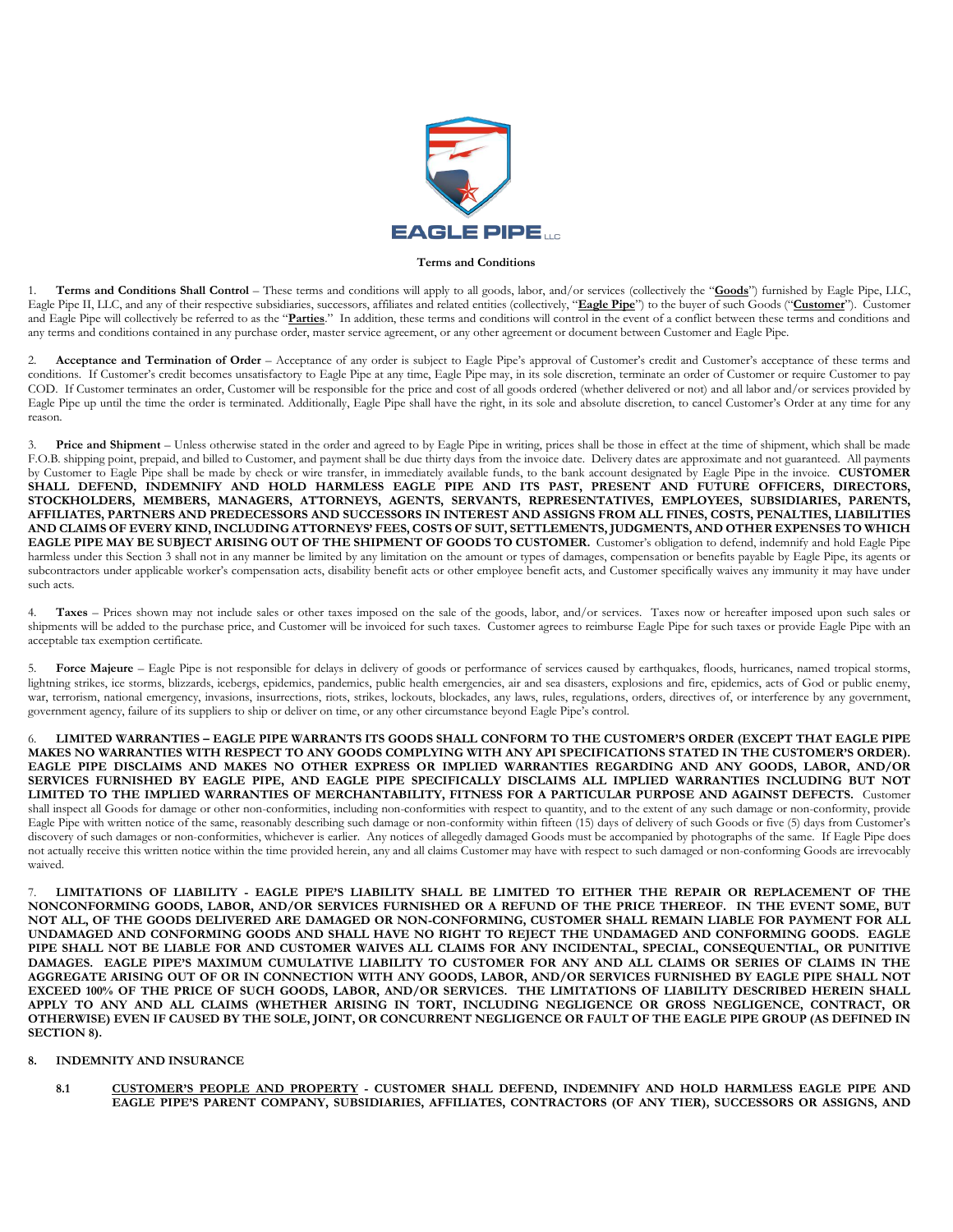EAGLE PIPE LLC

**Terms and Conditions**

1. **Terms and Conditions Shall Control** – These terms and conditions will apply to all goods, labor, and/or services (collectively the "**Goods**") furnished by Eagle Pipe, LLC, Eagle Pipe II, LLC, and any of their respective subsidiaries, successors, affiliates and related entities (collectively, "**Eagle Pipe**") to the buyer of such Goods ("**Customer**"). Customer and Eagle Pipe will collectively be referred to as the "**Parties**." In addition, these terms and conditions will control in the event of a conflict between these terms and conditions and any terms and conditions contained in any purchase order, master service agreement, or any other agreement or document between Customer and Eagle Pipe.

2. **Acceptance and Termination of Order** – Acceptance of any order is subject to Eagle Pipe's approval of Customer's credit and Customer's acceptance of these terms and conditions. If Customer's credit becomes unsatisfactory to Eagle Pipe at any time, Eagle Pipe may, in its sole discretion, terminate an order of Customer or require Customer to pay COD. If Customer terminates an order, Customer will be responsible for the price and cost of all goods ordered (whether delivered or not) and all labor and/or services provided by Eagle Pipe up until the time the order is terminated. Additionally, Eagle Pipe shall have the right, in its sole and absolute discretion, to cancel Customer's Order at any time for any reason.

3. **Price and Shipment** – Unless otherwise stated in the order and agreed to by Eagle Pipe in writing, prices shall be those in effect at the time of shipment, which shall be made F.O.B. shipping point, prepaid, and billed to Customer, and payment shall be due thirty days from the invoice date. Delivery dates are approximate and not guaranteed. All payments by Customer to Eagle Pipe shall be made by check or wire transfer, in immediately available funds, to the bank account designated by Eagle Pipe in the invoice. **CUSTOMER SHALL DEFEND, INDEMNIFY AND HOLD HARMLESS EAGLE PIPE AND ITS PAST, PRESENT AND FUTURE OFFICERS, DIRECTORS, STOCKHOLDERS, MEMBERS, MANAGERS, ATTORNEYS, AGENTS, SERVANTS, REPRESENTATIVES, EMPLOYEES, SUBSIDIARIES, PARENTS, AFFILIATES, PARTNERS AND PREDECESSORS AND SUCCESSORS IN INTEREST AND ASSIGNS FROM ALL FINES, COSTS, PENALTIES, LIABILITIES AND CLAIMS OF EVERY KIND, INCLUDING ATTORNEYS' FEES, COSTS OF SUIT, SETTLEMENTS, JUDGMENTS, AND OTHER EXPENSES TO WHICH EAGLE PIPE MAY BE SUBJECT ARISING OUT OF THE SHIPMENT OF GOODS TO CUSTOMER.** Customer's obligation to defend, indemnify and hold Eagle Pipe harmless under this Section 3 shall not in any manner be limited by any limitation on the amount or types of damages, compensation or benefits payable by Eagle Pipe, its agents or subcontractors under applicable worker's compensation acts, disability benefit acts or other employee benefit acts, and Customer specifically waives any immunity it may have under such acts.

4. **Taxes** – Prices shown may not include sales or other taxes imposed on the sale of the goods, labor, and/or services. Taxes now or hereafter imposed upon such sales or shipments will be added to the purchase price, and Customer will be invoiced for such taxes. Customer agrees to reimburse Eagle Pipe for such taxes or provide Eagle Pipe with an acceptable tax exemption certificate.

5. **Force Majeure** – Eagle Pipe is not responsible for delays in delivery of goods or performance of services caused by earthquakes, floods, hurricanes, named tropical storms, lightning strikes, ice storms, blizzards, icebergs, epidemics, pandemics, public health emergencies, air and sea disasters, explosions and fire, epidemics, acts of God or public enemy, war, terrorism, national emergency, invasions, insurrections, riots, strikes, lockouts, blockades, any laws, rules, regulations, orders, directives of, or interference by any government, government agency, failure of its suppliers to ship or deliver on time, or any other circumstance beyond Eagle Pipe's control.

6. **LIMITED WARRANTIES – EAGLE PIPE WARRANTS ITS GOODS SHALL CONFORM TO THE CUSTOMER'S ORDER (EXCEPT THAT EAGLE PIPE MAKES NO WARRANTIES WITH RESPECT TO ANY GOODS COMPLYING WITH ANY API SPECIFICATIONS STATED IN THE CUSTOMER'S ORDER). EAGLE PIPE DISCLAIMS AND MAKES NO OTHER EXPRESS OR IMPLIED WARRANTIES REGARDING AND ANY GOODS, LABOR, AND/OR SERVICES FURNISHED BY EAGLE PIPE, AND EAGLE PIPE SPECIFICALLY DISCLAIMS ALL IMPLIED WARRANTIES INCLUDING BUT NOT LIMITED TO THE IMPLIED WARRANTIES OF MERCHANTABILITY, FITNESS FOR A PARTICULAR PURPOSE AND AGAINST DEFECTS.** Customer shall inspect all Goods for damage or other non-conformities, including non-conformities with respect to quantity, and to the extent of any such damage or non-conformity, provide Eagle Pipe with written notice of the same, reasonably describing such damage or non-conformity within fifteen (15) days of delivery of such Goods or five (5) days from Customer's discovery of such damages or non-conformities, whichever is earlier. Any notices of allegedly damaged Goods must be accompanied by photographs of the same. If Eagle Pipe does not actually receive this written notice within the time provided herein, any and all claims Customer may have with respect to such damaged or non-conforming Goods are irrevocably waived.

7. **LIMITATIONS OF LIABILITY - EAGLE PIPE'S LIABILITY SHALL BE LIMITED TO EITHER THE REPAIR OR REPLACEMENT OF THE NONCONFORMING GOODS, LABOR, AND/OR SERVICES FURNISHED OR A REFUND OF THE PRICE THEREOF. IN THE EVENT SOME, BUT NOT ALL, OF THE GOODS DELIVERED ARE DAMAGED OR NON-CONFORMING, CUSTOMER SHALL REMAIN LIABLE FOR PAYMENT FOR ALL UNDAMAGED AND CONFORMING GOODS AND SHALL HAVE NO RIGHT TO REJECT THE UNDAMAGED AND CONFORMING GOODS. EAGLE PIPE SHALL NOT BE LIABLE FOR AND CUSTOMER WAIVES ALL CLAIMS FOR ANY INCIDENTAL, SPECIAL, CONSEQUENTIAL, OR PUNITIVE DAMAGES. EAGLE PIPE'S MAXIMUM CUMULATIVE LIABILITY TO CUSTOMER FOR ANY AND ALL CLAIMS OR SERIES OF CLAIMS IN THE AGGREGATE ARISING OUT OF OR IN CONNECTION WITH ANY GOODS, LABOR, AND/OR SERVICES FURNISHED BY EAGLE PIPE SHALL NOT EXCEED 100% OF THE PRICE OF SUCH GOODS, LABOR, AND/OR SERVICES. THE LIMITATIONS OF LIABILITY DESCRIBED HEREIN SHALL APPLY TO ANY AND ALL CLAIMS (WHETHER ARISING IN TORT, INCLUDING NEGLIGENCE OR GROSS NEGLIGENCE, CONTRACT, OR OTHERWISE) EVEN IF CAUSED BY THE SOLE, JOINT, OR CONCURRENT NEGLIGENCE OR FAULT OF THE EAGLE PIPE GROUP (AS DEFINED IN SECTION 8).**

8. **INDEMNITY AND INSURANCE**

**8.1 CUSTOMER'S PEOPLE AND PROPERTY - CUSTOMER SHALL DEFEND, INDEMNIFY AND HOLD HARMLESS EAGLE PIPE AND EAGLE PIPE'S PARENT COMPANY, SUBSIDIARIES, AFFILIATES, CONTRACTORS (OF ANY TIER), SUCCESSORS OR ASSIGNS, AND**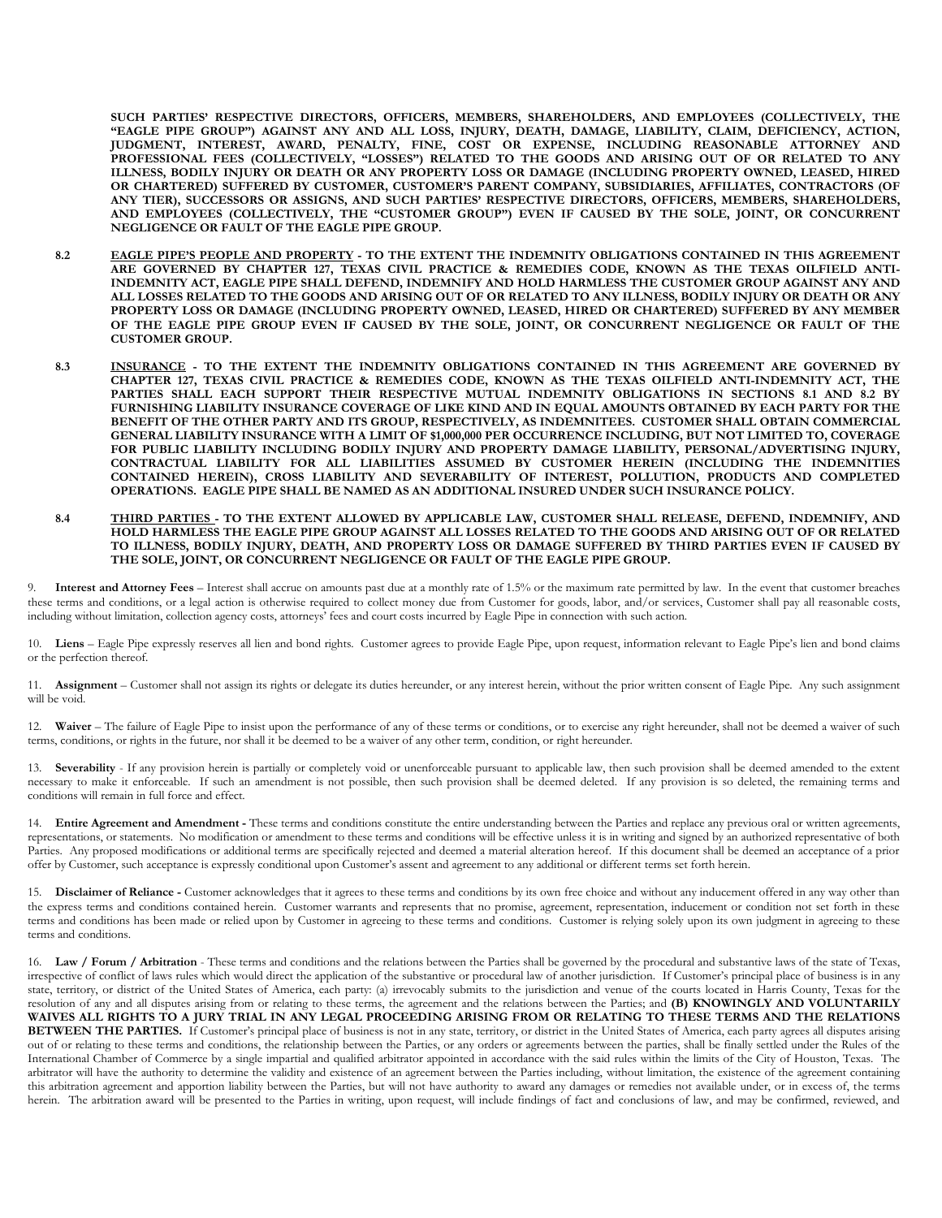**SUCH PARTIES' RESPECTIVE DIRECTORS, OFFICERS, MEMBERS, SHAREHOLDERS, AND EMPLOYEES (COLLECTIVELY, THE "EAGLE PIPE GROUP") AGAINST ANY AND ALL LOSS, INJURY, DEATH, DAMAGE, LIABILITY, CLAIM, DEFICIENCY, ACTION, JUDGMENT, INTEREST, AWARD, PENALTY, FINE, COST OR EXPENSE, INCLUDING REASONABLE ATTORNEY AND PROFESSIONAL FEES (COLLECTIVELY, "LOSSES") RELATED TO THE GOODS AND ARISING OUT OF OR RELATED TO ANY ILLNESS, BODILY INJURY OR DEATH OR ANY PROPERTY LOSS OR DAMAGE (INCLUDING PROPERTY OWNED, LEASED, HIRED OR CHARTERED) SUFFERED BY CUSTOMER, CUSTOMER'S PARENT COMPANY, SUBSIDIARIES, AFFILIATES, CONTRACTORS (OF ANY TIER), SUCCESSORS OR ASSIGNS, AND SUCH PARTIES' RESPECTIVE DIRECTORS, OFFICERS, MEMBERS, SHAREHOLDERS, AND EMPLOYEES (COLLECTIVELY, THE "CUSTOMER GROUP") EVEN IF CAUSED BY THE SOLE, JOINT, OR CONCURRENT NEGLIGENCE OR FAULT OF THE EAGLE PIPE GROUP.**

**8.2 <u>EAGLE PIPE'S PEOPLE AND PROPERTY</u> - TO THE EXTENT THE INDEMNITY OBLIGATIONS CONTAINED IN THIS AGREEMENT ARE GOVERNED BY CHAPTER 127, TEXAS CIVIL PRACTICE & REMEDIES CODE, KNOWN AS THE TEXAS OILFIELD ANTI-INDEMNITY ACT, EAGLE PIPE SHALL DEFEND, INDEMNIFY AND HOLD HARMLESS THE CUSTOMER GROUP AGAINST ANY AND ALL LOSSES RELATED TO THE GOODS AND ARISING OUT OF OR RELATED TO ANY ILLNESS, BODILY INJURY OR DEATH OR ANY PROPERTY LOSS OR DAMAGE (INCLUDING PROPERTY OWNED, LEASED, HIRED OR CHARTERED) SUFFERED BY ANY MEMBER OF THE EAGLE PIPE GROUP EVEN IF CAUSED BY THE SOLE, JOINT, OR CONCURRENT NEGLIGENCE OR FAULT OF THE CUSTOMER GROUP.**

**8.3 <u>INSURANCE</u> - TO THE EXTENT THE INDEMNITY OBLIGATIONS CONTAINED IN THIS AGREEMENT ARE GOVERNED BY CHAPTER 127, TEXAS CIVIL PRACTICE & REMEDIES CODE, KNOWN AS THE TEXAS OILFIELD ANTI-INDEMNITY ACT, THE PARTIES SHALL EACH SUPPORT THEIR RESPECTIVE MUTUAL INDEMNITY OBLIGATIONS IN SECTIONS 8.1 AND 8.2 BY FURNISHING LIABILITY INSURANCE COVERAGE OF LIKE KIND AND IN EQUAL AMOUNTS OBTAINED BY EACH PARTY FOR THE BENEFIT OF THE OTHER PARTY AND ITS GROUP, RESPECTIVELY, AS INDEMNITEES. CUSTOMER SHALL OBTAIN COMMERCIAL GENERAL LIABILITY INSURANCE WITH A LIMIT OF $1,000,000 PER OCCURRENCE INCLUDING, BUT NOT LIMITED TO, COVERAGE FOR PUBLIC LIABILITY INCLUDING BODILY INJURY AND PROPERTY DAMAGE LIABILITY, PERSONAL/ADVERTISING INJURY, CONTRACTUAL LIABILITY FOR ALL LIABILITIES ASSUMED BY CUSTOMER HEREIN (INCLUDING THE INDEMNITIES CONTAINED HEREIN), CROSS LIABILITY AND SEVERABILITY OF INTEREST, POLLUTION, PRODUCTS AND COMPLETED OPERATIONS. EAGLE PIPE SHALL BE NAMED AS AN ADDITIONAL INSURED UNDER SUCH INSURANCE POLICY.**

**8.4 <u>THIRD PARTIES</u> - TO THE EXTENT ALLOWED BY APPLICABLE LAW, CUSTOMER SHALL RELEASE, DEFEND, INDEMNIFY, AND HOLD HARMLESS THE EAGLE PIPE GROUP AGAINST ALL LOSSES RELATED TO THE GOODS AND ARISING OUT OF OR RELATED TO ILLNESS, BODILY INJURY, DEATH, AND PROPERTY LOSS OR DAMAGE SUFFERED BY THIRD PARTIES EVEN IF CAUSED BY THE SOLE, JOINT, OR CONCURRENT NEGLIGENCE OR FAULT OF THE EAGLE PIPE GROUP.**

9. **Interest and Attorney Fees** – Interest shall accrue on amounts past due at a monthly rate of 1.5% or the maximum rate permitted by law. In the event that customer breaches these terms and conditions, or a legal action is otherwise required to collect money due from Customer for goods, labor, and/or services, Customer shall pay all reasonable costs, including without limitation, collection agency costs, attorneys' fees and court costs incurred by Eagle Pipe in connection with such action.

10. **Liens** – Eagle Pipe expressly reserves all lien and bond rights. Customer agrees to provide Eagle Pipe, upon request, information relevant to Eagle Pipe's lien and bond claims or the perfection thereof.

11. **Assignment** – Customer shall not assign its rights or delegate its duties hereunder, or any interest herein, without the prior written consent of Eagle Pipe. Any such assignment will be void.

12. **Waiver** – The failure of Eagle Pipe to insist upon the performance of any of these terms or conditions, or to exercise any right hereunder, shall not be deemed a waiver of such terms, conditions, or rights in the future, nor shall it be deemed to be a waiver of any other term, condition, or right hereunder.

13. **Severability** - If any provision herein is partially or completely void or unenforceable pursuant to applicable law, then such provision shall be deemed amended to the extent necessary to make it enforceable. If such an amendment is not possible, then such provision shall be deemed deleted. If any provision is so deleted, the remaining terms and conditions will remain in full force and effect.

14. **Entire Agreement and Amendment -** These terms and conditions constitute the entire understanding between the Parties and replace any previous oral or written agreements, representations, or statements. No modification or amendment to these terms and conditions will be effective unless it is in writing and signed by an authorized representative of both Parties. Any proposed modifications or additional terms are specifically rejected and deemed a material alteration hereof. If this document shall be deemed an acceptance of a prior offer by Customer, such acceptance is expressly conditional upon Customer's assent and agreement to any additional or different terms set forth herein.

15. **Disclaimer of Reliance -** Customer acknowledges that it agrees to these terms and conditions by its own free choice and without any inducement offered in any way other than the express terms and conditions contained herein. Customer warrants and represents that no promise, agreement, representation, inducement or condition not set forth in these terms and conditions has been made or relied upon by Customer in agreeing to these terms and conditions. Customer is relying solely upon its own judgment in agreeing to these terms and conditions.

16. **Law / Forum / Arbitration** - These terms and conditions and the relations between the Parties shall be governed by the procedural and substantive laws of the state of Texas, irrespective of conflict of laws rules which would direct the application of the substantive or procedural law of another jurisdiction. If Customer's principal place of business is in any state, territory, or district of the United States of America, each party: (a) irrevocably submits to the jurisdiction and venue of the courts located in Harris County, Texas for the resolution of any and all disputes arising from or relating to these terms, the agreement and the relations between the Parties; and **(B) KNOWINGLY AND VOLUNTARILY WAIVES ALL RIGHTS TO A JURY TRIAL IN ANY LEGAL PROCEEDING ARISING FROM OR RELATING TO THESE TERMS AND THE RELATIONS BETWEEN THE PARTIES.** If Customer's principal place of business is not in any state, territory, or district in the United States of America, each party agrees all disputes arising out of or relating to these terms and conditions, the relationship between the Parties, or any orders or agreements between the parties, shall be finally settled under the Rules of the International Chamber of Commerce by a single impartial and qualified arbitrator appointed in accordance with the said rules within the limits of the City of Houston, Texas. The arbitrator will have the authority to determine the validity and existence of an agreement between the Parties including, without limitation, the existence of the agreement containing this arbitration agreement and apportion liability between the Parties, but will not have authority to award any damages or remedies not available under, or in excess of, the terms herein. The arbitration award will be presented to the Parties in writing, upon request, will include findings of fact and conclusions of law, and may be confirmed, reviewed, and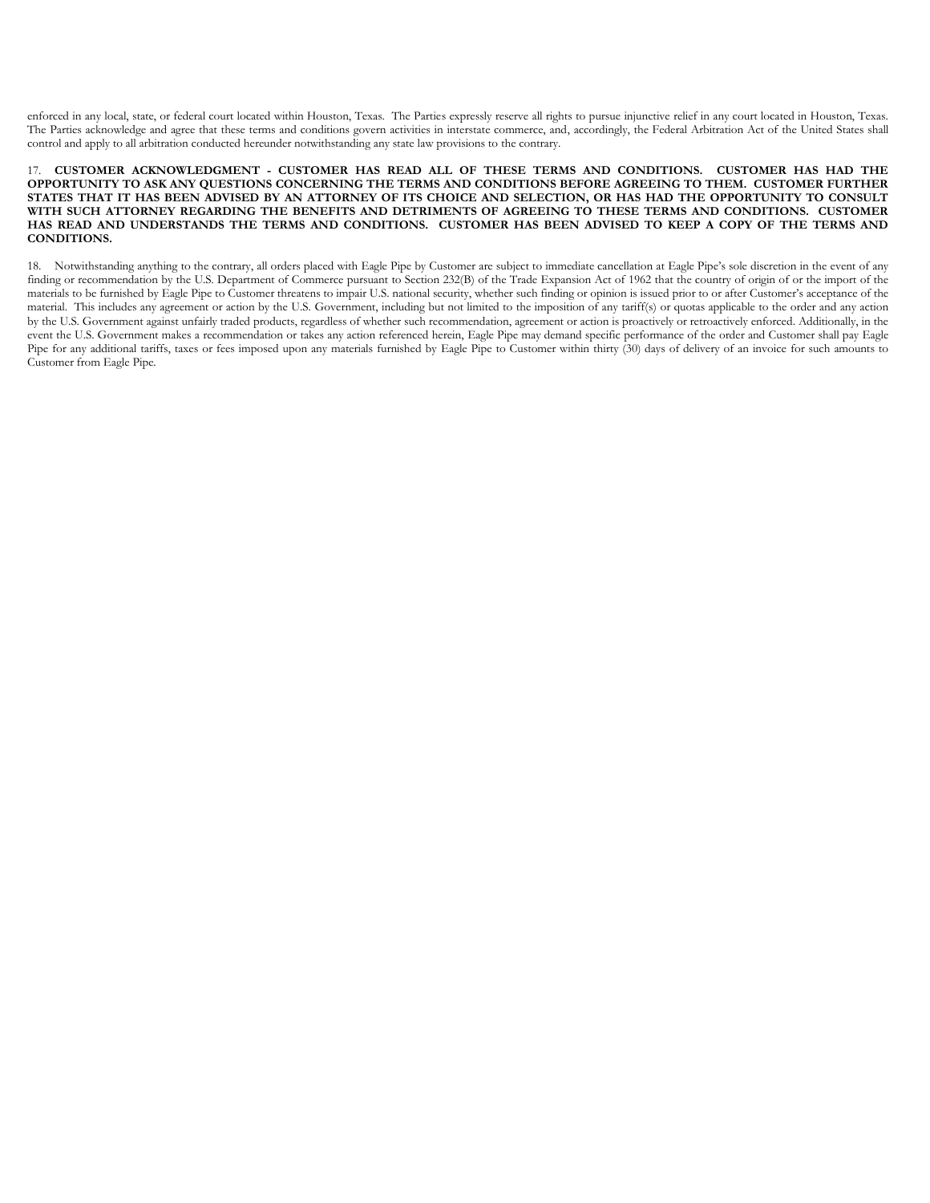enforced in any local, state, or federal court located within Houston, Texas. The Parties expressly reserve all rights to pursue injunctive relief in any court located in Houston, Texas. The Parties acknowledge and agree that these terms and conditions govern activities in interstate commerce, and, accordingly, the Federal Arbitration Act of the United States shall control and apply to all arbitration conducted hereunder notwithstanding any state law provisions to the contrary.

17. **CUSTOMER ACKNOWLEDGMENT - CUSTOMER HAS READ ALL OF THESE TERMS AND CONDITIONS. CUSTOMER HAS HAD THE OPPORTUNITY TO ASK ANY QUESTIONS CONCERNING THE TERMS AND CONDITIONS BEFORE AGREEING TO THEM. CUSTOMER FURTHER STATES THAT IT HAS BEEN ADVISED BY AN ATTORNEY OF ITS CHOICE AND SELECTION, OR HAS HAD THE OPPORTUNITY TO CONSULT WITH SUCH ATTORNEY REGARDING THE BENEFITS AND DETRIMENTS OF AGREEING TO THESE TERMS AND CONDITIONS. CUSTOMER HAS READ AND UNDERSTANDS THE TERMS AND CONDITIONS. CUSTOMER HAS BEEN ADVISED TO KEEP A COPY OF THE TERMS AND CONDITIONS.**

18. Notwithstanding anything to the contrary, all orders placed with Eagle Pipe by Customer are subject to immediate cancellation at Eagle Pipe's sole discretion in the event of any finding or recommendation by the U.S. Department of Commerce pursuant to Section 232(B) of the Trade Expansion Act of 1962 that the country of origin of or the import of the materials to be furnished by Eagle Pipe to Customer threatens to impair U.S. national security, whether such finding or opinion is issued prior to or after Customer's acceptance of the material. This includes any agreement or action by the U.S. Government, including but not limited to the imposition of any tariff(s) or quotas applicable to the order and any action by the U.S. Government against unfairly traded products, regardless of whether such recommendation, agreement or action is proactively or retroactively enforced. Additionally, in the event the U.S. Government makes a recommendation or takes any action referenced herein, Eagle Pipe may demand specific performance of the order and Customer shall pay Eagle Pipe for any additional tariffs, taxes or fees imposed upon any materials furnished by Eagle Pipe to Customer within thirty (30) days of delivery of an invoice for such amounts to Customer from Eagle Pipe.